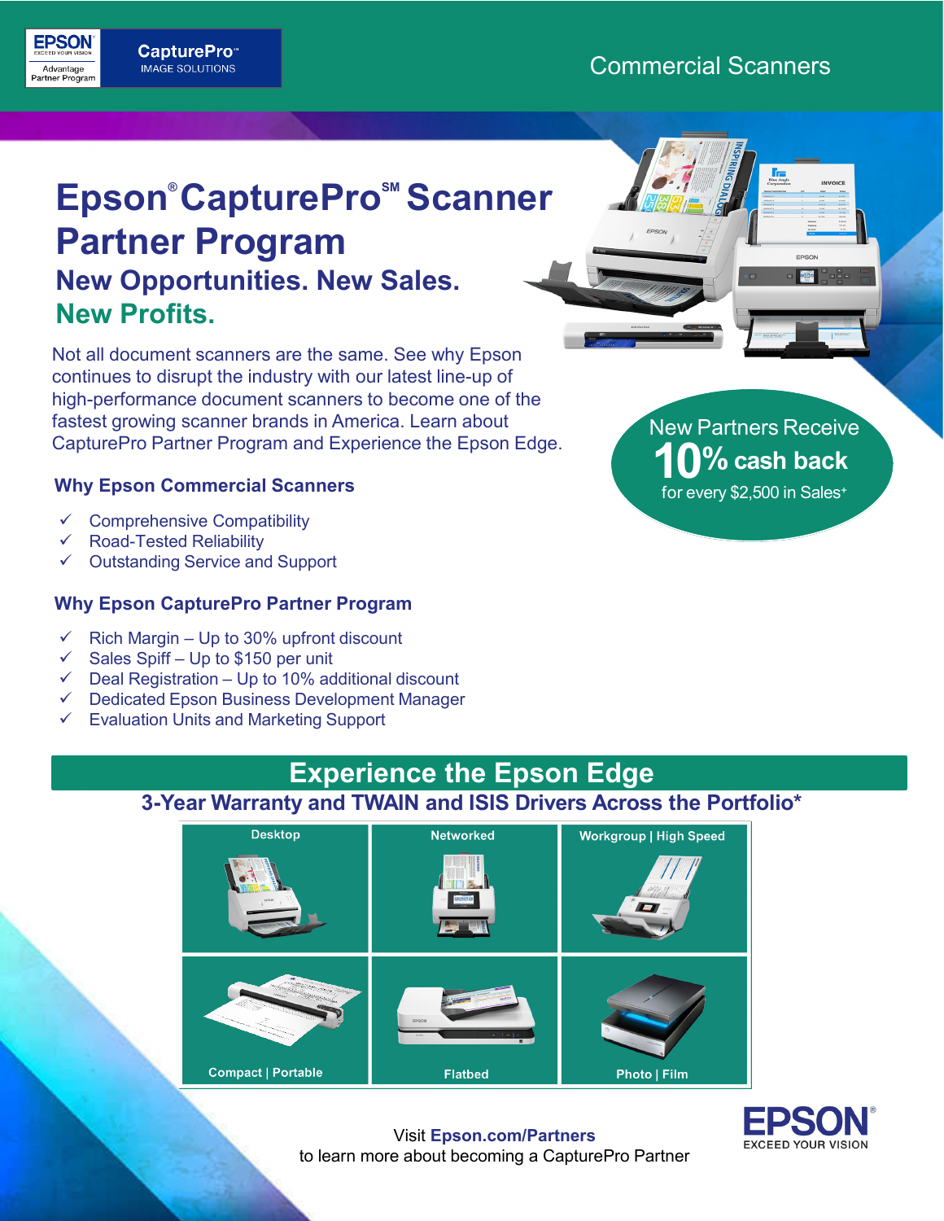EPSON EXCEED YOUR VISION Advantage Partner Program

CapturePro℠ IMAGE SOLUTIONS

Commercial Scanners

# Epson® CapturePro℠ Scanner Partner Program

## New Opportunities. New Sales. New Profits.

Not all document scanners are the same. See why Epson continues to disrupt the industry with our latest line-up of high-performance document scanners to become one of the fastest growing scanner brands in America. Learn about CapturePro Partner Program and Experience the Epson Edge.

**New Partners Receive 10% cash back for every $2,500 in Sales+**

### Why Epson Commercial Scanners

- ✓ Comprehensive Compatibility
- ✓ Road-Tested Reliability
- ✓ Outstanding Service and Support

### Why Epson CapturePro Partner Program

- ✓ Rich Margin – Up to 30% upfront discount
- ✓ Sales Spiff – Up to $150 per unit
- ✓ Deal Registration – Up to 10% additional discount
- ✓ Dedicated Epson Business Development Manager
- ✓ Evaluation Units and Marketing Support

## Experience the Epson Edge

### 3-Year Warranty and TWAIN and ISIS Drivers Across the Portfolio*

| Desktop | Networked | Workgroup \| High Speed |
|---|---|---|
| Compact \| Portable | Flatbed | Photo \| Film |

Visit **Epson.com/Partners** to learn more about becoming a CapturePro Partner

EPSON® EXCEED YOUR VISION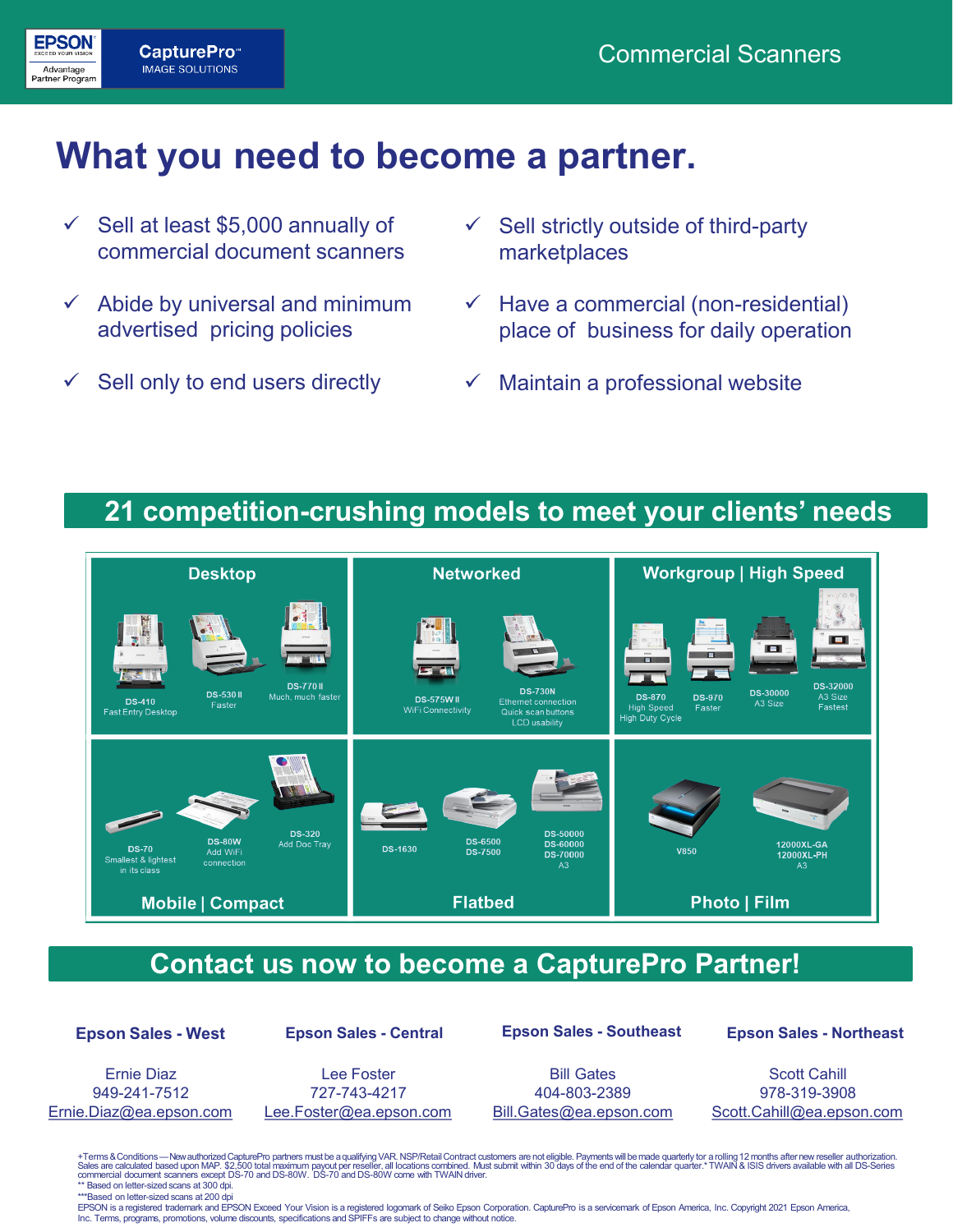EPSON Exceed Your Vision Advantage Partner Program | CapturePro™ IMAGE SOLUTIONS

Commercial Scanners

# What you need to become a partner.

- ✓ Sell at least $5,000 annually of commercial document scanners
- ✓ Abide by universal and minimum advertised pricing policies
- ✓ Sell only to end users directly
- ✓ Sell strictly outside of third-party marketplaces
- ✓ Have a commercial (non-residential) place of business for daily operation
- ✓ Maintain a professional website

## 21 competition-crushing models to meet your clients' needs

### Desktop

- DS-410 — Fast Entry Desktop
- DS-530 II — Faster
- DS-770 II — Much, much faster

### Networked

- DS-575W II — WiFi Connectivity
- DS-730N — Ethernet connection, Quick scan buttons, LCD usability

### Workgroup | High Speed

- DS-870 — High Speed, High Duty Cycle
- DS-970 — Faster
- DS-30000 — A3 Size
- DS-32000 — A3 Size, Fastest

### Mobile | Compact

- DS-70 — Smallest & lightest in its class
- DS-80W — Add WiFi connection
- DS-320 — Add Doc Tray

### Flatbed

- DS-1630
- DS-6500, DS-7500
- DS-50000, DS-60000, DS-70000 — A3

### Photo | Film

- V850
- 12000XL-GA, 12000XL-PH — A3

## Contact us now to become a CapturePro Partner!

| Epson Sales - West | Epson Sales - Central | Epson Sales - Southeast | Epson Sales - Northeast |
|---|---|---|---|
| Ernie Diaz | Lee Foster | Bill Gates | Scott Cahill |
| 949-241-7512 | 727-743-4217 | 404-803-2389 | 978-319-3908 |
| Ernie.Diaz@ea.epson.com | Lee.Foster@ea.epson.com | Bill.Gates@ea.epson.com | Scott.Cahill@ea.epson.com |

+Terms & Conditions — New authorized CapturePro partners must be a qualifying VAR. NSP/Retail Contract customers are not eligible. Payments will be made quarterly for a rolling 12 months after new reseller authorization. Sales are calculated based upon MAP. $2,500 total maximum payout per reseller, all locations combined. Must submit within 30 days of the end of the calendar quarter.* TWAIN & ISIS drivers available with all DS-Series commercial document scanners except DS-70 and DS-80W. DS-70 and DS-80W come with TWAIN driver.

** Based on letter-sized scans at 300 dpi.

***Based on letter-sized scans at 200 dpi

EPSON is a registered trademark and EPSON Exceed Your Vision is a registered logomark of Seiko Epson Corporation. CapturePro is a servicemark of Epson America, Inc. Copyright 2021 Epson America, Inc. Terms, programs, promotions, volume discounts, specifications and SPIFFs are subject to change without notice.